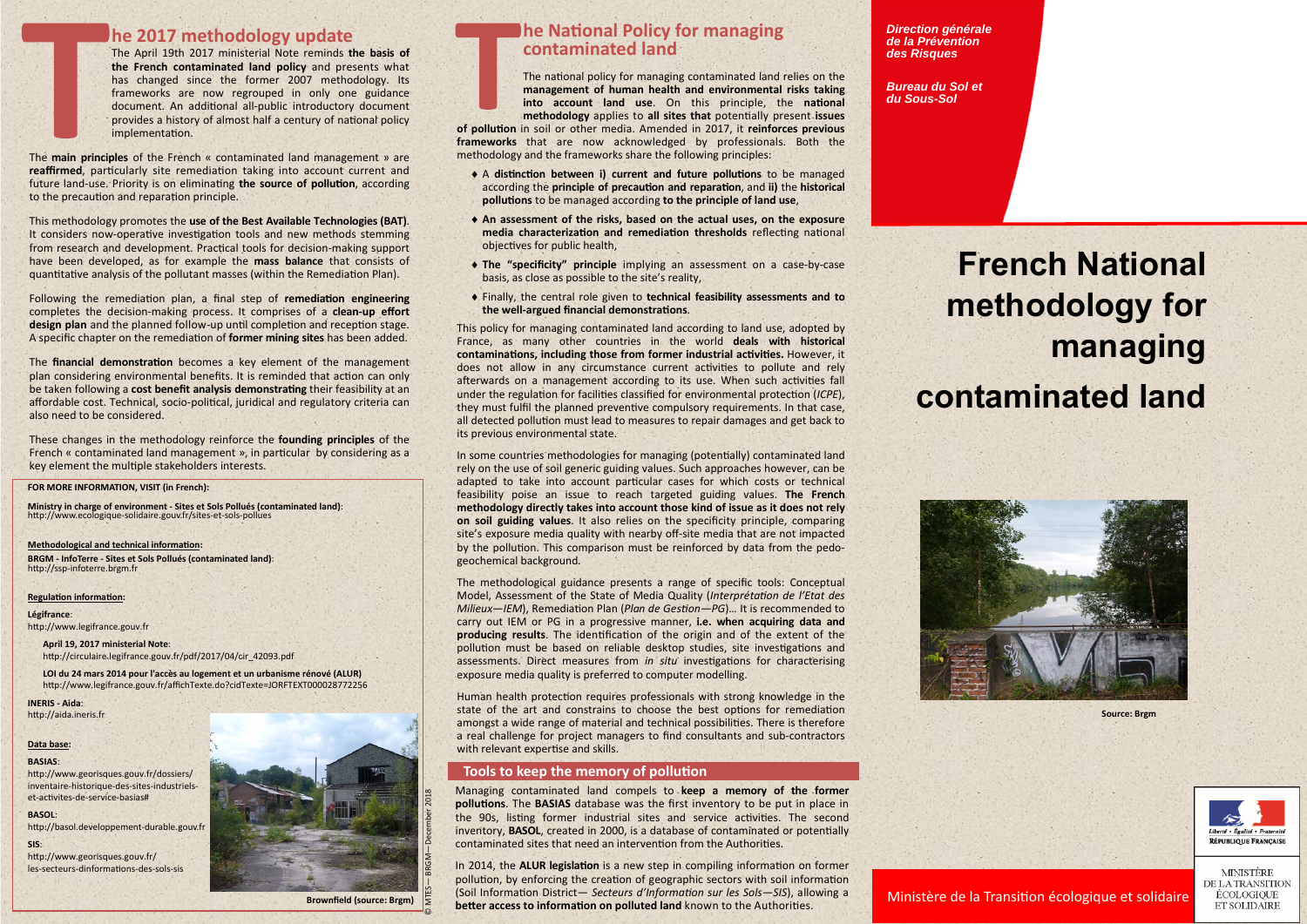# French National methodology for managing contaminated land

*Direction générale de la Prévention des Risques*

*Bureau du Sol et du Sous-Sol*

Source: Brgm

Ministère de la Transition écologique et solidaire

Liberté • Égalité • Fraternité
RÉPUBLIQUE FRANÇAISE

MINISTÈRE DE LA TRANSITION ÉCOLOGIQUE ET SOLIDAIRE

## The 2017 methodology update

The April 19th 2017 ministerial Note reminds **the basis of the French contaminated land policy** and presents what has changed since the former 2007 methodology. Its frameworks are now regrouped in only one guidance document. An additional all-public introductory document provides a history of almost half a century of national policy implementation.

The **main principles** of the French « contaminated land management » are **reaffirmed**, particularly site remediation taking into account current and future land-use. Priority is on eliminating **the source of pollution**, according to the precaution and reparation principle.

This methodology promotes the **use of the Best Available Technologies (BAT)**. It considers now-operative investigation tools and new methods stemming from research and development. Practical tools for decision-making support have been developed, as for example the **mass balance** that consists of quantitative analysis of the pollutant masses (within the Remediation Plan).

Following the remediation plan, a final step of **remediation engineering** completes the decision-making process. It comprises of a **clean-up effort design plan** and the planned follow-up until completion and reception stage. A specific chapter on the remediation of **former mining sites** has been added.

The **financial demonstration** becomes a key element of the management plan considering environmental benefits. It is reminded that action can only be taken following a **cost benefit analysis demonstrating** their feasibility at an affordable cost. Technical, socio-political, juridical and regulatory criteria can also need to be considered.

These changes in the methodology reinforce the **founding principles** of the French « contaminated land management », in particular by considering as a key element the multiple stakeholders interests.

**FOR MORE INFORMATION, VISIT (in French):**

**Ministry in charge of environment - Sites et Sols Pollués (contaminated land)**:
http://www.ecologique-solidaire.gouv.fr/sites-et-sols-pollues

**Methodological and technical information:**

**BRGM - InfoTerre - Sites et Sols Pollués (contaminated land)**:
http://ssp-infoterre.brgm.fr

**Regulation information:**

**Légifrance**:
http://www.legifrance.gouv.fr

**April 19, 2017 ministerial Note**:
http://circulaire.legifrance.gouv.fr/pdf/2017/04/cir_42093.pdf

**LOI du 24 mars 2014 pour l'accès au logement et un urbanisme rénové (ALUR)**
http://www.legifrance.gouv.fr/affichTexte.do?cidTexte=JORFTEXT000028772256

**INERIS - Aida**:
http://aida.ineris.fr

**Data base:**

**BASIAS**:
http://www.georisques.gouv.fr/dossiers/inventaire-historique-des-sites-industriels-et-activites-de-service-basias#

**BASOL**:
http://basol.developpement-durable.gouv.fr

**SIS**:
http://www.georisques.gouv.fr/les-secteurs-dinformations-des-sols-sis

**Brownfield (source: Brgm)**

© MTES— BRGM— December 2018

## The National Policy for managing contaminated land

The national policy for managing contaminated land relies on the **management of human health and environmental risks taking into account land use**. On this principle, the **national methodology** applies to **all sites that** potentially present **issues of pollution** in soil or other media. Amended in 2017, it **reinforces previous frameworks** that are now acknowledged by professionals. Both the methodology and the frameworks share the following principles:

- A **distinction between i) current and future pollutions** to be managed according the **principle of precaution and reparation**, and **ii)** the **historical pollutions** to be managed according **to the principle of land use**,
- **An assessment of the risks, based on the actual uses, on the exposure media characterization and remediation thresholds** reflecting national objectives for public health,
- **The "specificity" principle** implying an assessment on a case-by-case basis, as close as possible to the site's reality,
- Finally, the central role given to **technical feasibility assessments and to the well-argued financial demonstrations**.

This policy for managing contaminated land according to land use, adopted by France, as many other countries in the world **deals with historical contaminations, including those from former industrial activities.** However, it does not allow in any circumstance current activities to pollute and rely afterwards on a management according to its use. When such activities fall under the regulation for facilities classified for environmental protection (*ICPE*), they must fulfil the planned preventive compulsory requirements. In that case, all detected pollution must lead to measures to repair damages and get back to its previous environmental state.

In some countries methodologies for managing (potentially) contaminated land rely on the use of soil generic guiding values. Such approaches however, can be adapted to take into account particular cases for which costs or technical feasibility poise an issue to reach targeted guiding values. **The French methodology directly takes into account those kind of issue as it does not rely on soil guiding values**. It also relies on the specificity principle, comparing site's exposure media quality with nearby off-site media that are not impacted by the pollution. This comparison must be reinforced by data from the pedo-geochemical background.

The methodological guidance presents a range of specific tools: Conceptual Model, Assessment of the State of Media Quality (*Interprétation de l'Etat des Milieux—IEM*), Remediation Plan (*Plan de Gestion—PG*)… It is recommended to carry out IEM or PG in a progressive manner, **i.e. when acquiring data and producing results**. The identification of the origin and of the extent of the pollution must be based on reliable desktop studies, site investigations and assessments. Direct measures from *in situ* investigations for characterising exposure media quality is preferred to computer modelling.

Human health protection requires professionals with strong knowledge in the state of the art and constrains to choose the best options for remediation amongst a wide range of material and technical possibilities. There is therefore a real challenge for project managers to find consultants and sub-contractors with relevant expertise and skills.

### Tools to keep the memory of pollution

Managing contaminated land compels to **keep a memory of the former pollutions**. The **BASIAS** database was the first inventory to be put in place in the 90s, listing former industrial sites and service activities. The second inventory, **BASOL**, created in 2000, is a database of contaminated or potentially contaminated sites that need an intervention from the Authorities.

In 2014, the **ALUR legislation** is a new step in compiling information on former pollution, by enforcing the creation of geographic sectors with soil information (Soil Information District— *Secteurs d'Information sur les Sols—SIS*), allowing a **better access to information on polluted land** known to the Authorities.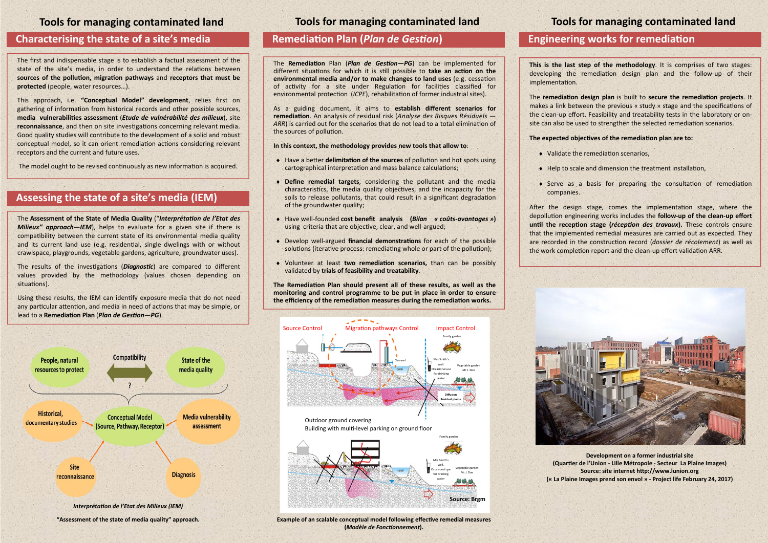# Tools for managing contaminated land

## Characterising the state of a site's media

The first and indispensable stage is to establish a factual assessment of the state of the site's media, in order to understand the relations between **sources of the pollution, migration pathways** and **receptors that must be protected** (people, water resources…).

This approach, i.e. **"Conceptual Model" development**, relies first on gathering of information from historical records and other possible sources, **media vulnerabilities assessment** (***Etude de vulnérabilité des milieux***), site **reconnaissance**, and then on site investigations concerning relevant media. Good quality studies will contribute to the development of a solid and robust conceptual model, so it can orient remediation actions considering relevant receptors and the current and future uses.

The model ought to be revised continuously as new information is acquired.

## Assessing the state of a site's media (IEM)

The **Assessment of the State of Media Quality** ("***Interprétation de l'Etat des Milieux" approach—IEM***), helps to evaluate for a given site if there is compatibility between the current state of its environmental media quality and its current land use (e.g. residential, single dwellings with or without crawlspace, playgrounds, vegetable gardens, agriculture, groundwater uses).

The results of the investigations (***Diagnostic***) are compared to different values provided by the methodology (values chosen depending on situations).

Using these results, the IEM can identify exposure media that do not need any particular attention, and media in need of actions that may be simple, or lead to a **Remediation Plan** (***Plan de Gestion—PG***).

People, natural resources to protect

Compatibility

?

State of the media quality

Historical, documentary studies

Conceptual Model (Source, Pathway, Receptor)

Media vulnerability assessment

Site reconnaissance

Diagnosis

***Interprétation de l'Etat des Milieux (IEM)***

**"Assessment of the state of media quality" approach.**

# Tools for managing contaminated land

## Remediation Plan (*Plan de Gestion*)

The **Remediation** Plan (***Plan de Gestion—PG***) can be implemented for different situations for which it is still possible to **take an action on the environmental media and/or to make changes to land uses** (e.g. cessation of activity for a site under Regulation for facilities classified for environmental protection (*ICPE*), rehabilitation of former industrial sites).

As a guiding document, it aims to **establish different scenarios for remediation**. An analysis of residual risk (*Analyse des Risques Résiduels — ARR*) is carried out for the scenarios that do not lead to a total elimination of the sources of pollution.

**In this context, the methodology provides new tools that allow to**:

- Have a better **delimitation of the sources** of pollution and hot spots using cartographical interpretation and mass balance calculations;
- **Define remedial targets**, considering the pollutant and the media characteristics, the media quality objectives, and the incapacity for the soils to release pollutants, that could result in a significant degradation of the groundwater quality;
- Have well-founded **cost benefit analysis** (***Bilan « coûts-avantages »***) using criteria that are objective, clear, and well-argued;
- Develop well-argued **financial demonstrations** for each of the possible solutions (iterative process: remediating whole or part of the pollution);
- Volunteer at least **two remediation scenarios,** than can be possibly validated by **trials of feasibility and treatability**.

**The Remediation Plan should present all of these results, as well as the monitoring and control programme to be put in place in order to ensure the efficiency of the remediation measures during the remediation works.**

Source Control

Migration pathways Control

Impact Control

Family garden

Channel

canal

Mrs Smith's well. Occasional use for drinking water

Vegetable garden Mr J. Doe

Diffusion Residual plume

Outdoor ground covering

Building with multi-level parking on ground floor

Family garden

canal

Mrs Smith's well. Occasional use for drinking water

Vegetable garden Mr J. Doe

**Source: Brgm**

**Example of an scalable conceptual model following effective remedial measures (*Modèle de Fonctionnement*).**

# Tools for managing contaminated land

## Engineering works for remediation

**This is the last step of the methodology**. It is comprises of two stages: developing the remediation design plan and the follow-up of their implementation.

The **remediation design plan** is built to **secure the remediation projects**. It makes a link between the previous « study » stage and the specifications of the clean-up effort. Feasibility and treatability tests in the laboratory or on-site can also be used to strengthen the selected remediation scenarios.

**The expected objectives of the remediation plan are to:**

- Validate the remediation scenarios,
- Help to scale and dimension the treatment installation,
- Serve as a basis for preparing the consultation of remediation companies.

After the design stage, comes the implementation stage, where the depollution engineering works includes the **follow-up of the clean-up effort until the reception stage** (***réception des travaux***). These controls ensure that the implemented remedial measures are carried out as expected. They are recorded in the construction record (*dossier de récolement*) as well as the work completion report and the clean-up effort validation ARR.

**Development on a former industrial site**
**(Quartier de l'Union - Lille Métropole - Secteur La Plaine Images)**
**Source: site internet http://www.lunion.org**
**(« La Plaine Images prend son envol » - Project life February 24, 2017)**